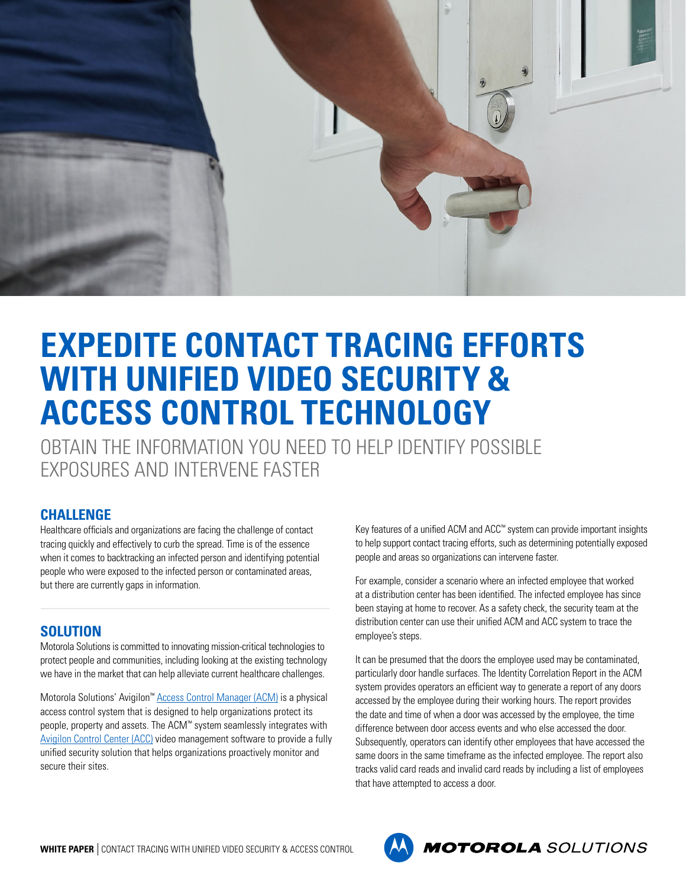# EXPEDITE CONTACT TRACING EFFORTS WITH UNIFIED VIDEO SECURITY & ACCESS CONTROL TECHNOLOGY

OBTAIN THE INFORMATION YOU NEED TO HELP IDENTIFY POSSIBLE EXPOSURES AND INTERVENE FASTER

## CHALLENGE

Healthcare officials and organizations are facing the challenge of contact tracing quickly and effectively to curb the spread. Time is of the essence when it comes to backtracking an infected person and identifying potential people who were exposed to the infected person or contaminated areas, but there are currently gaps in information.

## SOLUTION

Motorola Solutions is committed to innovating mission-critical technologies to protect people and communities, including looking at the existing technology we have in the market that can help alleviate current healthcare challenges.

Motorola Solutions' Avigilon™ Access Control Manager (ACM) is a physical access control system that is designed to help organizations protect its people, property and assets. The ACM™ system seamlessly integrates with Avigilon Control Center (ACC) video management software to provide a fully unified security solution that helps organizations proactively monitor and secure their sites.

Key features of a unified ACM and ACC™ system can provide important insights to help support contact tracing efforts, such as determining potentially exposed people and areas so organizations can intervene faster.

For example, consider a scenario where an infected employee that worked at a distribution center has been identified. The infected employee has since been staying at home to recover. As a safety check, the security team at the distribution center can use their unified ACM and ACC system to trace the employee's steps.

It can be presumed that the doors the employee used may be contaminated, particularly door handle surfaces. The Identity Correlation Report in the ACM system provides operators an efficient way to generate a report of any doors accessed by the employee during their working hours. The report provides the date and time of when a door was accessed by the employee, the time difference between door access events and who else accessed the door. Subsequently, operators can identify other employees that have accessed the same doors in the same timeframe as the infected employee. The report also tracks valid card reads and invalid card reads by including a list of employees that have attempted to access a door.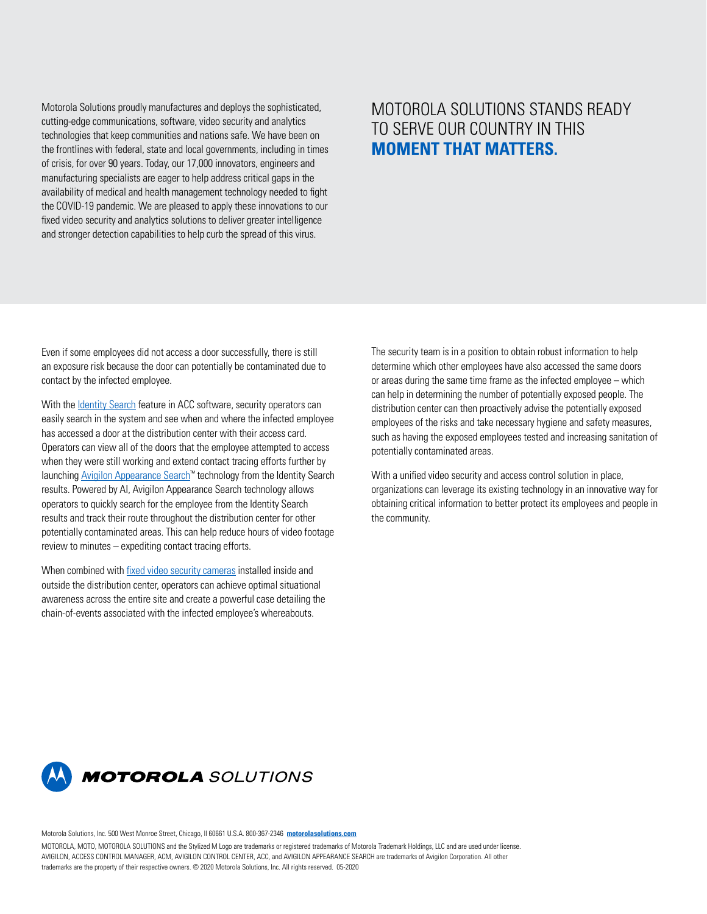Motorola Solutions proudly manufactures and deploys the sophisticated, cutting-edge communications, software, video security and analytics technologies that keep communities and nations safe. We have been on the frontlines with federal, state and local governments, including in times of crisis, for over 90 years. Today, our 17,000 innovators, engineers and manufacturing specialists are eager to help address critical gaps in the availability of medical and health management technology needed to fight the COVID-19 pandemic. We are pleased to apply these innovations to our fixed video security and analytics solutions to deliver greater intelligence and stronger detection capabilities to help curb the spread of this virus.

## MOTOROLA SOLUTIONS STANDS READY TO SERVE OUR COUNTRY IN THIS **MOMENT THAT MATTERS.**

Even if some employees did not access a door successfully, there is still an exposure risk because the door can potentially be contaminated due to contact by the infected employee.

With the Identity Search feature in ACC software, security operators can easily search in the system and see when and where the infected employee has accessed a door at the distribution center with their access card. Operators can view all of the doors that the employee attempted to access when they were still working and extend contact tracing efforts further by launching Avigilon Appearance Search™ technology from the Identity Search results. Powered by AI, Avigilon Appearance Search technology allows operators to quickly search for the employee from the Identity Search results and track their route throughout the distribution center for other potentially contaminated areas. This can help reduce hours of video footage review to minutes – expediting contact tracing efforts.

When combined with fixed video security cameras installed inside and outside the distribution center, operators can achieve optimal situational awareness across the entire site and create a powerful case detailing the chain-of-events associated with the infected employee's whereabouts.

The security team is in a position to obtain robust information to help determine which other employees have also accessed the same doors or areas during the same time frame as the infected employee – which can help in determining the number of potentially exposed people. The distribution center can then proactively advise the potentially exposed employees of the risks and take necessary hygiene and safety measures, such as having the exposed employees tested and increasing sanitation of potentially contaminated areas.

With a unified video security and access control solution in place, organizations can leverage its existing technology in an innovative way for obtaining critical information to better protect its employees and people in the community.

**MOTOROLA** SOLUTIONS

Motorola Solutions, Inc. 500 West Monroe Street, Chicago, Il 60661 U.S.A. 800-367-2346 **motorolasolutions.com**

MOTOROLA, MOTO, MOTOROLA SOLUTIONS and the Stylized M Logo are trademarks or registered trademarks of Motorola Trademark Holdings, LLC and are used under license. AVIGILON, ACCESS CONTROL MANAGER, ACM, AVIGILON CONTROL CENTER, ACC, and AVIGILON APPEARANCE SEARCH are trademarks of Avigilon Corporation. All other trademarks are the property of their respective owners. © 2020 Motorola Solutions, Inc. All rights reserved. 05-2020